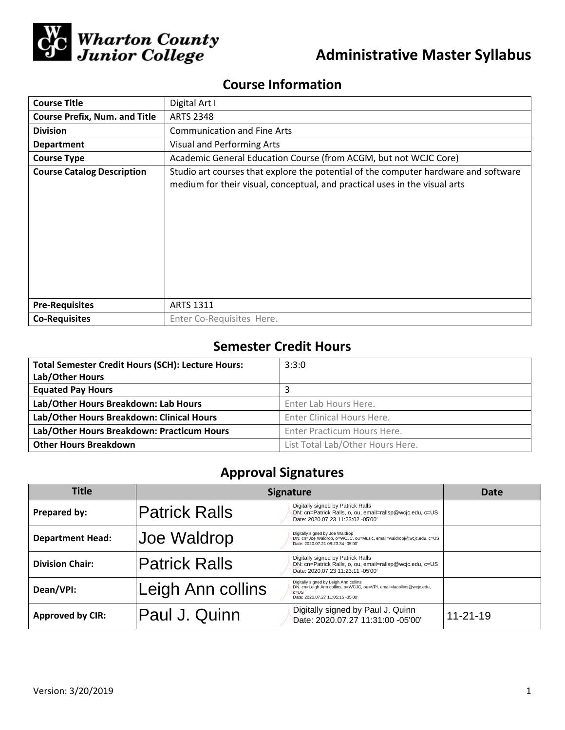Wharton County Junior College

# Administrative Master Syllabus

## Course Information

| Course Title | Digital Art I |
|---|---|
| Course Prefix, Num. and Title | ARTS 2348 |
| Division | Communication and Fine Arts |
| Department | Visual and Performing Arts |
| Course Type | Academic General Education Course (from ACGM, but not WCJC Core) |
| Course Catalog Description | Studio art courses that explore the potential of the computer hardware and software medium for their visual, conceptual, and practical uses in the visual arts |
| Pre-Requisites | ARTS 1311 |
| Co-Requisites | Enter Co-Requisites Here. |

## Semester Credit Hours

| Total Semester Credit Hours (SCH): Lecture Hours: Lab/Other Hours | 3:3:0 |
|---|---|
| Equated Pay Hours | 3 |
| Lab/Other Hours Breakdown: Lab Hours | Enter Lab Hours Here. |
| Lab/Other Hours Breakdown: Clinical Hours | Enter Clinical Hours Here. |
| Lab/Other Hours Breakdown: Practicum Hours | Enter Practicum Hours Here. |
| Other Hours Breakdown | List Total Lab/Other Hours Here. |

## Approval Signatures

| Title | Signature | Date |
|---|---|---|
| Prepared by: | Patrick Ralls — Digitally signed by Patrick Ralls DN: cn=Patrick Ralls, o, ou, email=rallsp@wcjc.edu, c=US Date: 2020.07.23 11:23:02 -05'00' | |
| Department Head: | Joe Waldrop — Digitally signed by Joe Waldrop DN: cn=Joe Waldrop, o=WCJC, ou=Music, email=waldropj@wcjc.edu, c=US Date: 2020.07.21 08:23:34 -05'00' | |
| Division Chair: | Patrick Ralls — Digitally signed by Patrick Ralls DN: cn=Patrick Ralls, o, ou, email=rallsp@wcjc.edu, c=US Date: 2020.07.23 11:23:11 -05'00' | |
| Dean/VPI: | Leigh Ann collins — Digitally signed by Leigh Ann collins DN: cn=Leigh Ann collins, o=WCJC, ou=VPI, email=lacollins@wcjc.edu, c=US Date: 2020.07.27 11:05:15 -05'00' | |
| Approved by CIR: | Paul J. Quinn — Digitally signed by Paul J. Quinn Date: 2020.07.27 11:31:00 -05'00' | 11-21-19 |

Version: 3/20/2019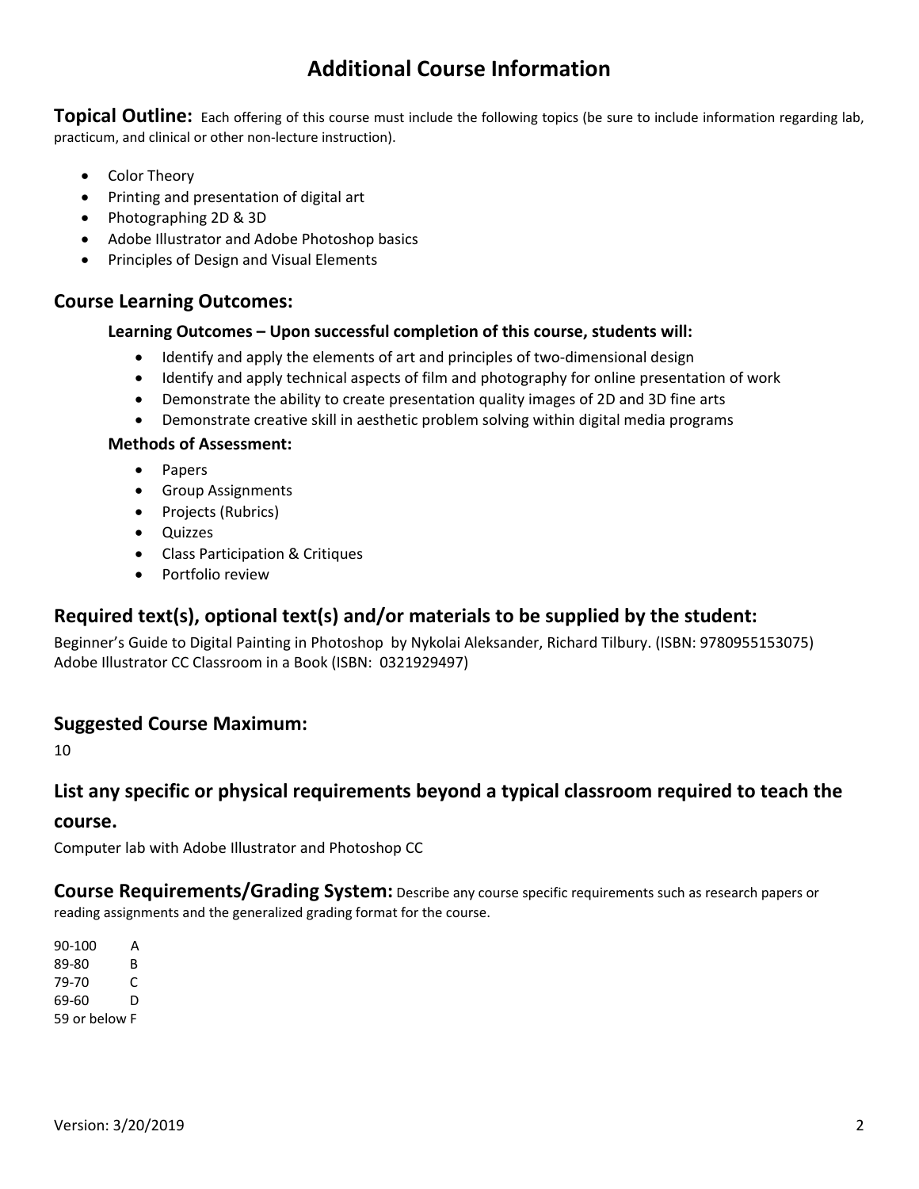# Additional Course Information

**Topical Outline:** Each offering of this course must include the following topics (be sure to include information regarding lab, practicum, and clinical or other non-lecture instruction).

- Color Theory
- Printing and presentation of digital art
- Photographing 2D & 3D
- Adobe Illustrator and Adobe Photoshop basics
- Principles of Design and Visual Elements

## Course Learning Outcomes:

**Learning Outcomes – Upon successful completion of this course, students will:**

- Identify and apply the elements of art and principles of two-dimensional design
- Identify and apply technical aspects of film and photography for online presentation of work
- Demonstrate the ability to create presentation quality images of 2D and 3D fine arts
- Demonstrate creative skill in aesthetic problem solving within digital media programs

**Methods of Assessment:**

- Papers
- Group Assignments
- Projects (Rubrics)
- Quizzes
- Class Participation & Critiques
- Portfolio review

## Required text(s), optional text(s) and/or materials to be supplied by the student:

Beginner's Guide to Digital Painting in Photoshop by Nykolai Aleksander, Richard Tilbury. (ISBN: 9780955153075)
Adobe Illustrator CC Classroom in a Book (ISBN: 0321929497)

## Suggested Course Maximum:

10

## List any specific or physical requirements beyond a typical classroom required to teach the course.

Computer lab with Adobe Illustrator and Photoshop CC

**Course Requirements/Grading System:** Describe any course specific requirements such as research papers or reading assignments and the generalized grading format for the course.

90-100 A
89-80 B
79-70 C
69-60 D
59 or below F

Version: 3/20/2019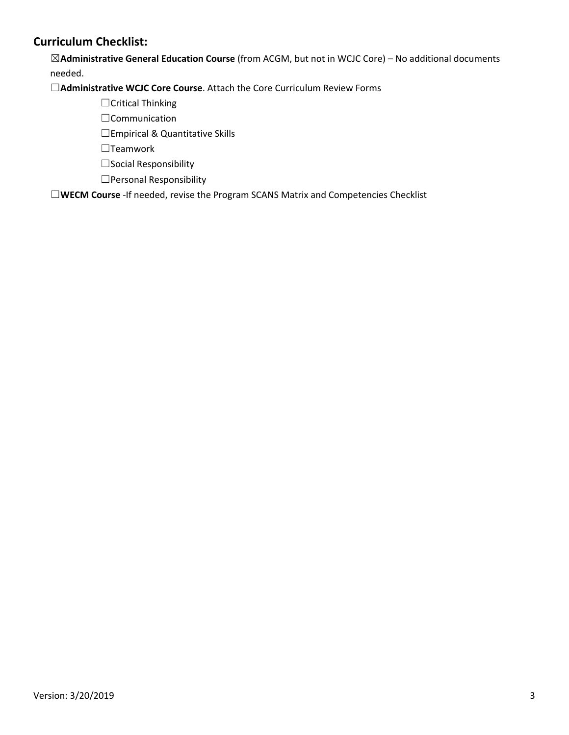## Curriculum Checklist:

☒**Administrative General Education Course** (from ACGM, but not in WCJC Core) – No additional documents needed.

☐**Administrative WCJC Core Course**. Attach the Core Curriculum Review Forms

- ☐Critical Thinking
- ☐Communication
- ☐Empirical & Quantitative Skills
- ☐Teamwork
- ☐Social Responsibility
- ☐Personal Responsibility

☐**WECM Course** -If needed, revise the Program SCANS Matrix and Competencies Checklist

Version: 3/20/2019